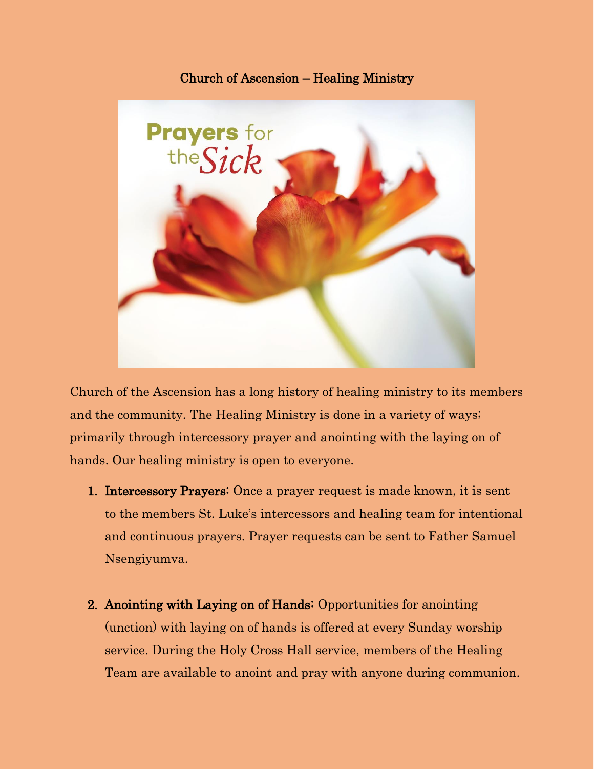# Church of Ascension – Healing Ministry

Church of the Ascension has a long history of healing ministry to its members and the community. The Healing Ministry is done in a variety of ways; primarily through intercessory prayer and anointing with the laying on of hands. Our healing ministry is open to everyone.

1. **Intercessory Prayers:** Once a prayer request is made known, it is sent to the members St. Luke's intercessors and healing team for intentional and continuous prayers. Prayer requests can be sent to Father Samuel Nsengiyumva.

2. **Anointing with Laying on of Hands:** Opportunities for anointing (unction) with laying on of hands is offered at every Sunday worship service. During the Holy Cross Hall service, members of the Healing Team are available to anoint and pray with anyone during communion.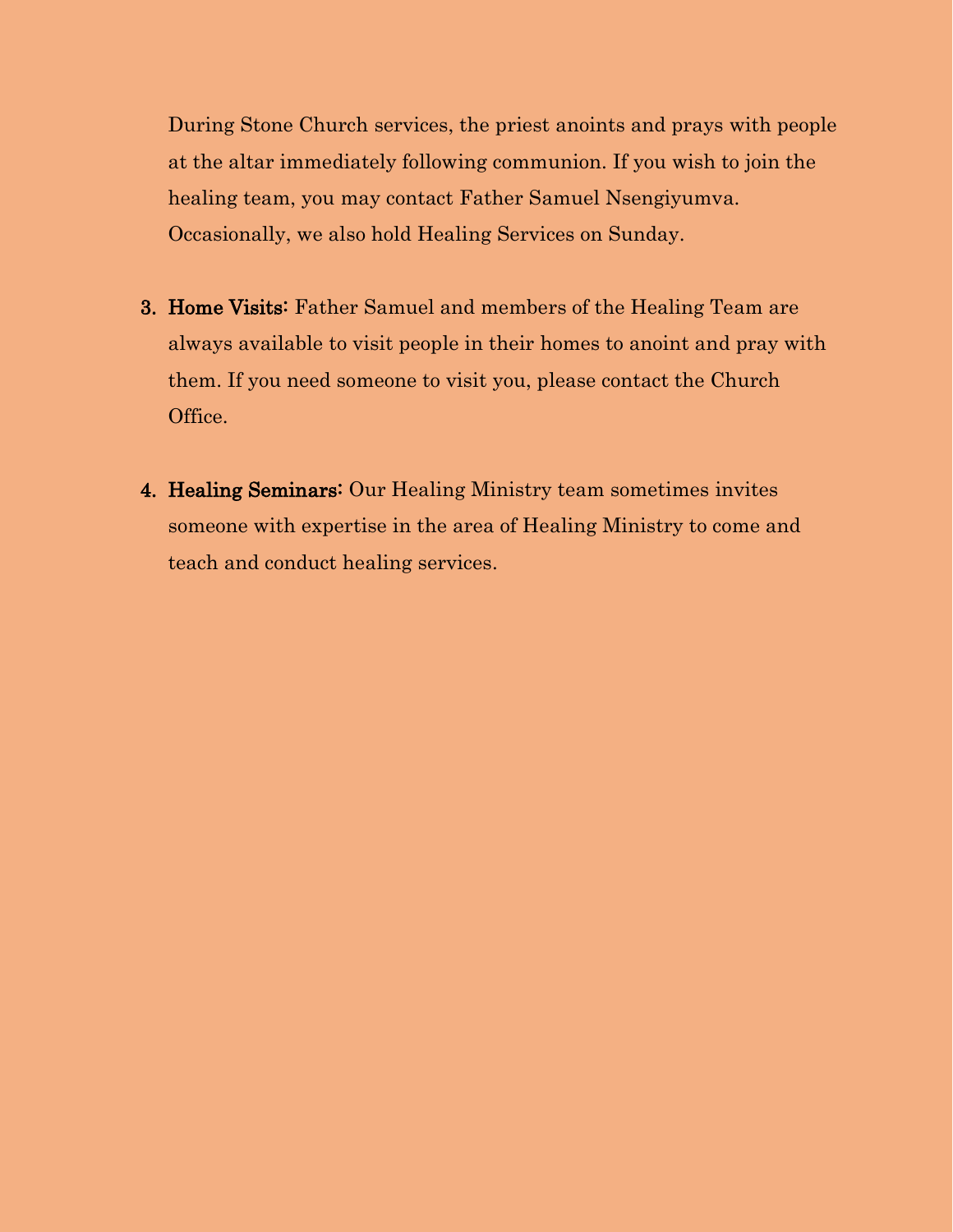During Stone Church services, the priest anoints and prays with people at the altar immediately following communion. If you wish to join the healing team, you may contact Father Samuel Nsengiyumva. Occasionally, we also hold Healing Services on Sunday.

3. **Home Visits:** Father Samuel and members of the Healing Team are always available to visit people in their homes to anoint and pray with them. If you need someone to visit you, please contact the Church Office.

4. **Healing Seminars:** Our Healing Ministry team sometimes invites someone with expertise in the area of Healing Ministry to come and teach and conduct healing services.